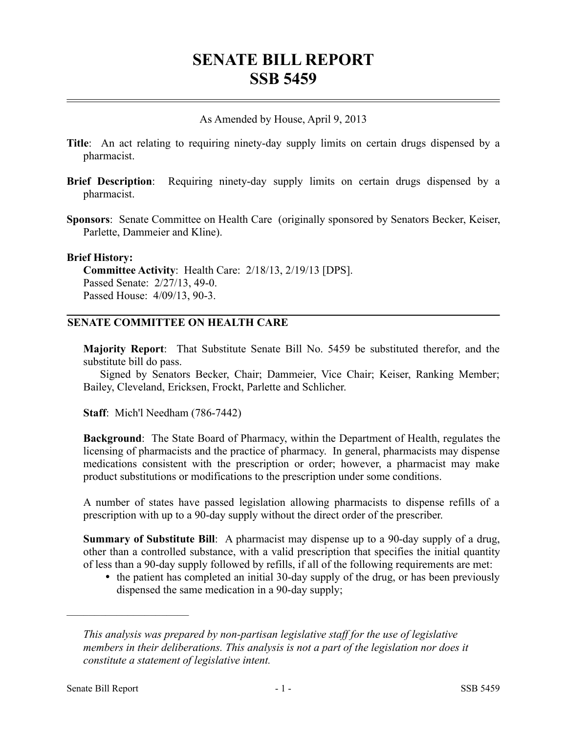# SENATE BILL REPORT
# SSB 5459

As Amended by House, April 9, 2013

**Title**: An act relating to requiring ninety-day supply limits on certain drugs dispensed by a pharmacist.

**Brief Description**: Requiring ninety-day supply limits on certain drugs dispensed by a pharmacist.

**Sponsors**: Senate Committee on Health Care (originally sponsored by Senators Becker, Keiser, Parlette, Dammeier and Kline).

**Brief History:**

**Committee Activity**: Health Care: 2/18/13, 2/19/13 [DPS].
Passed Senate: 2/27/13, 49-0.
Passed House: 4/09/13, 90-3.

## SENATE COMMITTEE ON HEALTH CARE

**Majority Report**: That Substitute Senate Bill No. 5459 be substituted therefor, and the substitute bill do pass.

Signed by Senators Becker, Chair; Dammeier, Vice Chair; Keiser, Ranking Member; Bailey, Cleveland, Ericksen, Frockt, Parlette and Schlicher.

**Staff**: Mich'l Needham (786-7442)

**Background**: The State Board of Pharmacy, within the Department of Health, regulates the licensing of pharmacists and the practice of pharmacy. In general, pharmacists may dispense medications consistent with the prescription or order; however, a pharmacist may make product substitutions or modifications to the prescription under some conditions.

A number of states have passed legislation allowing pharmacists to dispense refills of a prescription with up to a 90-day supply without the direct order of the prescriber.

**Summary of Substitute Bill**: A pharmacist may dispense up to a 90-day supply of a drug, other than a controlled substance, with a valid prescription that specifies the initial quantity of less than a 90-day supply followed by refills, if all of the following requirements are met:

- the patient has completed an initial 30-day supply of the drug, or has been previously dispensed the same medication in a 90-day supply;

---

*This analysis was prepared by non-partisan legislative staff for the use of legislative members in their deliberations. This analysis is not a part of the legislation nor does it constitute a statement of legislative intent.*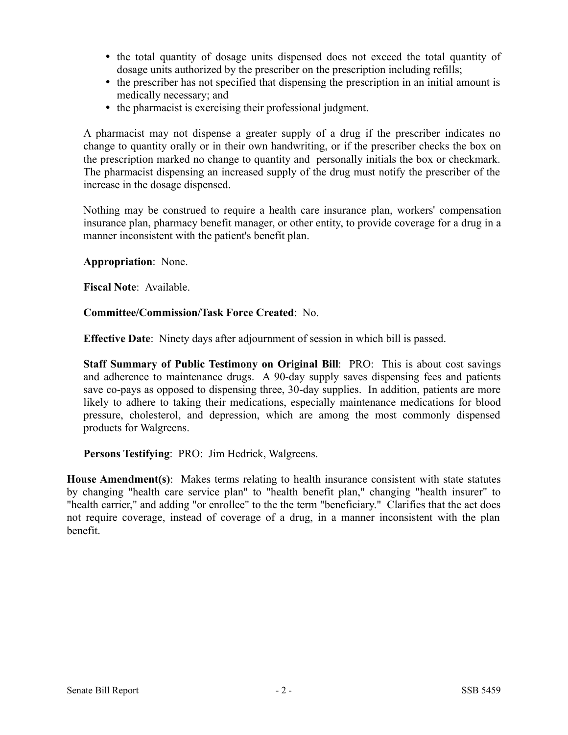- the total quantity of dosage units dispensed does not exceed the total quantity of dosage units authorized by the prescriber on the prescription including refills;
- the prescriber has not specified that dispensing the prescription in an initial amount is medically necessary; and
- the pharmacist is exercising their professional judgment.

A pharmacist may not dispense a greater supply of a drug if the prescriber indicates no change to quantity orally or in their own handwriting, or if the prescriber checks the box on the prescription marked no change to quantity and personally initials the box or checkmark. The pharmacist dispensing an increased supply of the drug must notify the prescriber of the increase in the dosage dispensed.

Nothing may be construed to require a health care insurance plan, workers' compensation insurance plan, pharmacy benefit manager, or other entity, to provide coverage for a drug in a manner inconsistent with the patient's benefit plan.

**Appropriation**: None.

**Fiscal Note**: Available.

**Committee/Commission/Task Force Created**: No.

**Effective Date**: Ninety days after adjournment of session in which bill is passed.

**Staff Summary of Public Testimony on Original Bill**: PRO: This is about cost savings and adherence to maintenance drugs. A 90-day supply saves dispensing fees and patients save co-pays as opposed to dispensing three, 30-day supplies. In addition, patients are more likely to adhere to taking their medications, especially maintenance medications for blood pressure, cholesterol, and depression, which are among the most commonly dispensed products for Walgreens.

**Persons Testifying**: PRO: Jim Hedrick, Walgreens.

**House Amendment(s)**: Makes terms relating to health insurance consistent with state statutes by changing "health care service plan" to "health benefit plan," changing "health insurer" to "health carrier," and adding "or enrollee" to the the term "beneficiary." Clarifies that the act does not require coverage, instead of coverage of a drug, in a manner inconsistent with the plan benefit.